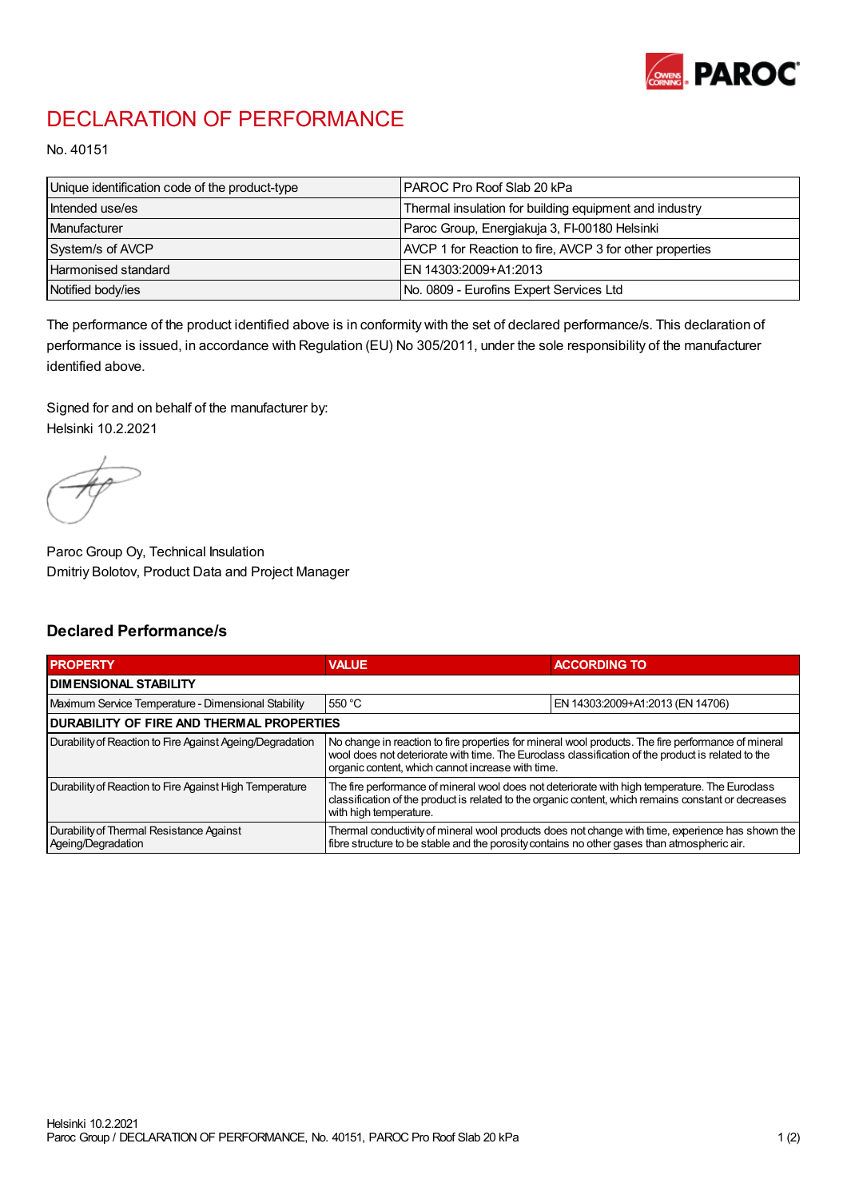# DECLARATION OF PERFORMANCE

No. 40151

| Unique identification code of the product-type | PAROC Pro Roof Slab 20 kPa |
|---|---|
| Intended use/es | Thermal insulation for building equipment and industry |
| Manufacturer | Paroc Group, Energiakuja 3, FI-00180 Helsinki |
| System/s of AVCP | AVCP 1 for Reaction to fire, AVCP 3 for other properties |
| Harmonised standard | EN 14303:2009+A1:2013 |
| Notified body/ies | No. 0809 - Eurofins Expert Services Ltd |

The performance of the product identified above is in conformity with the set of declared performance/s. This declaration of performance is issued, in accordance with Regulation (EU) No 305/2011, under the sole responsibility of the manufacturer identified above.

Signed for and on behalf of the manufacturer by:
Helsinki 10.2.2021

Paroc Group Oy, Technical Insulation
Dmitriy Bolotov, Product Data and Project Manager

## Declared Performance/s

| PROPERTY | VALUE | ACCORDING TO |
|---|---|---|
| **DIMENSIONAL STABILITY** | | |
| Maximum Service Temperature - Dimensional Stability | 550 °C | EN 14303:2009+A1:2013 (EN 14706) |
| **DURABILITY OF FIRE AND THERMAL PROPERTIES** | | |
| Durability of Reaction to Fire Against Ageing/Degradation | No change in reaction to fire properties for mineral wool products. The fire performance of mineral wool does not deteriorate with time. The Euroclass classification of the product is related to the organic content, which cannot increase with time. | |
| Durability of Reaction to Fire Against High Temperature | The fire performance of mineral wool does not deteriorate with high temperature. The Euroclass classification of the product is related to the organic content, which remains constant or decreases with high temperature. | |
| Durability of Thermal Resistance Against Ageing/Degradation | Thermal conductivity of mineral wool products does not change with time, experience has shown the fibre structure to be stable and the porosity contains no other gases than atmospheric air. | |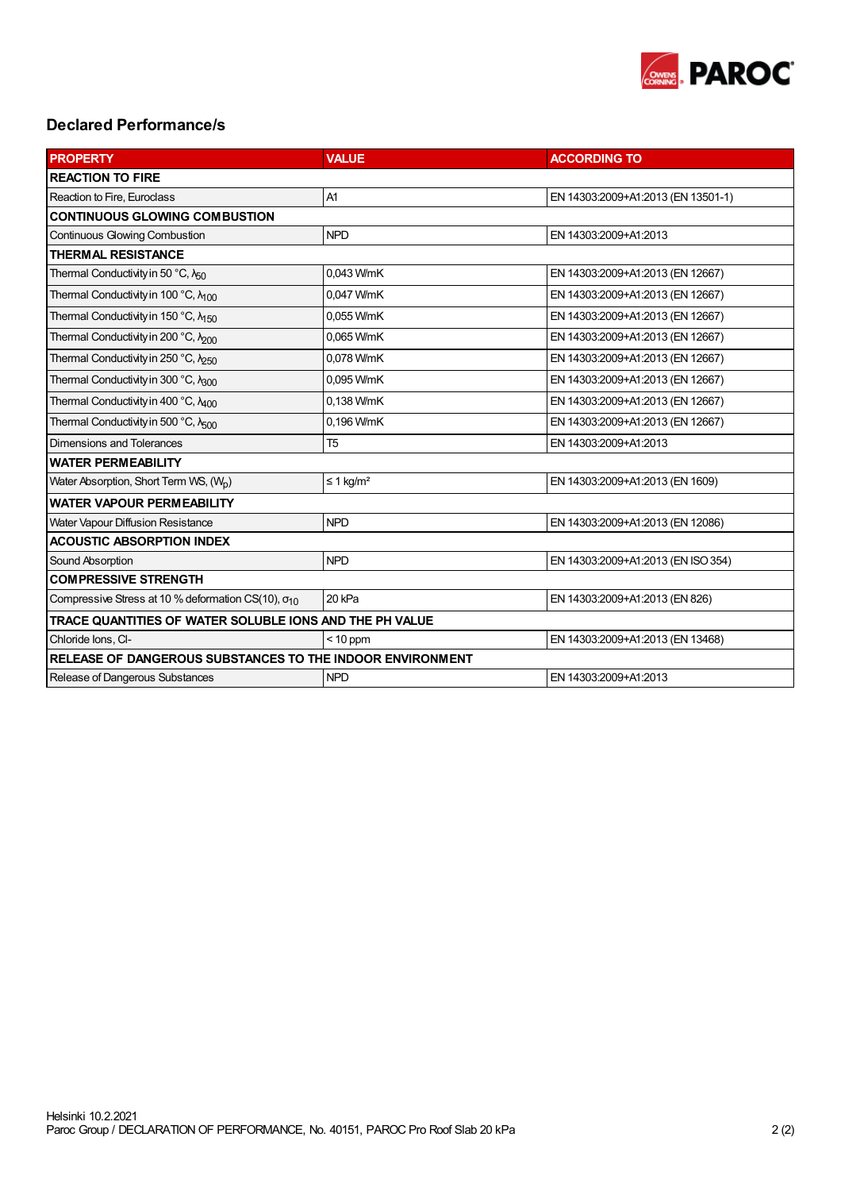## Declared Performance/s

| PROPERTY | VALUE | ACCORDING TO |
|---|---|---|
| **REACTION TO FIRE** | | |
| Reaction to Fire, Euroclass | A1 | EN 14303:2009+A1:2013 (EN 13501-1) |
| **CONTINUOUS GLOWING COMBUSTION** | | |
| Continuous Glowing Combustion | NPD | EN 14303:2009+A1:2013 |
| **THERMAL RESISTANCE** | | |
| Thermal Conductivity in 50 °C, $\lambda_{50}$ | 0,043 W/mK | EN 14303:2009+A1:2013 (EN 12667) |
| Thermal Conductivity in 100 °C, $\lambda_{100}$ | 0,047 W/mK | EN 14303:2009+A1:2013 (EN 12667) |
| Thermal Conductivity in 150 °C, $\lambda_{150}$ | 0,055 W/mK | EN 14303:2009+A1:2013 (EN 12667) |
| Thermal Conductivity in 200 °C, $\lambda_{200}$ | 0,065 W/mK | EN 14303:2009+A1:2013 (EN 12667) |
| Thermal Conductivity in 250 °C, $\lambda_{250}$ | 0,078 W/mK | EN 14303:2009+A1:2013 (EN 12667) |
| Thermal Conductivity in 300 °C, $\lambda_{300}$ | 0,095 W/mK | EN 14303:2009+A1:2013 (EN 12667) |
| Thermal Conductivity in 400 °C, $\lambda_{400}$ | 0,138 W/mK | EN 14303:2009+A1:2013 (EN 12667) |
| Thermal Conductivity in 500 °C, $\lambda_{500}$ | 0,196 W/mK | EN 14303:2009+A1:2013 (EN 12667) |
| Dimensions and Tolerances | T5 | EN 14303:2009+A1:2013 |
| **WATER PERMEABILITY** | | |
| Water Absorption, Short Term WS, ($W_p$) | ≤ 1 kg/m² | EN 14303:2009+A1:2013 (EN 1609) |
| **WATER VAPOUR PERMEABILITY** | | |
| Water Vapour Diffusion Resistance | NPD | EN 14303:2009+A1:2013 (EN 12086) |
| **ACOUSTIC ABSORPTION INDEX** | | |
| Sound Absorption | NPD | EN 14303:2009+A1:2013 (EN ISO 354) |
| **COMPRESSIVE STRENGTH** | | |
| Compressive Stress at 10 % deformation CS(10), $\sigma_{10}$ | 20 kPa | EN 14303:2009+A1:2013 (EN 826) |
| **TRACE QUANTITIES OF WATER SOLUBLE IONS AND THE PH VALUE** | | |
| Chloride Ions, Cl- | < 10 ppm | EN 14303:2009+A1:2013 (EN 13468) |
| **RELEASE OF DANGEROUS SUBSTANCES TO THE INDOOR ENVIRONMENT** | | |
| Release of Dangerous Substances | NPD | EN 14303:2009+A1:2013 |

Helsinki 10.2.2021
Paroc Group / DECLARATION OF PERFORMANCE, No. 40151, PAROC Pro Roof Slab 20 kPa